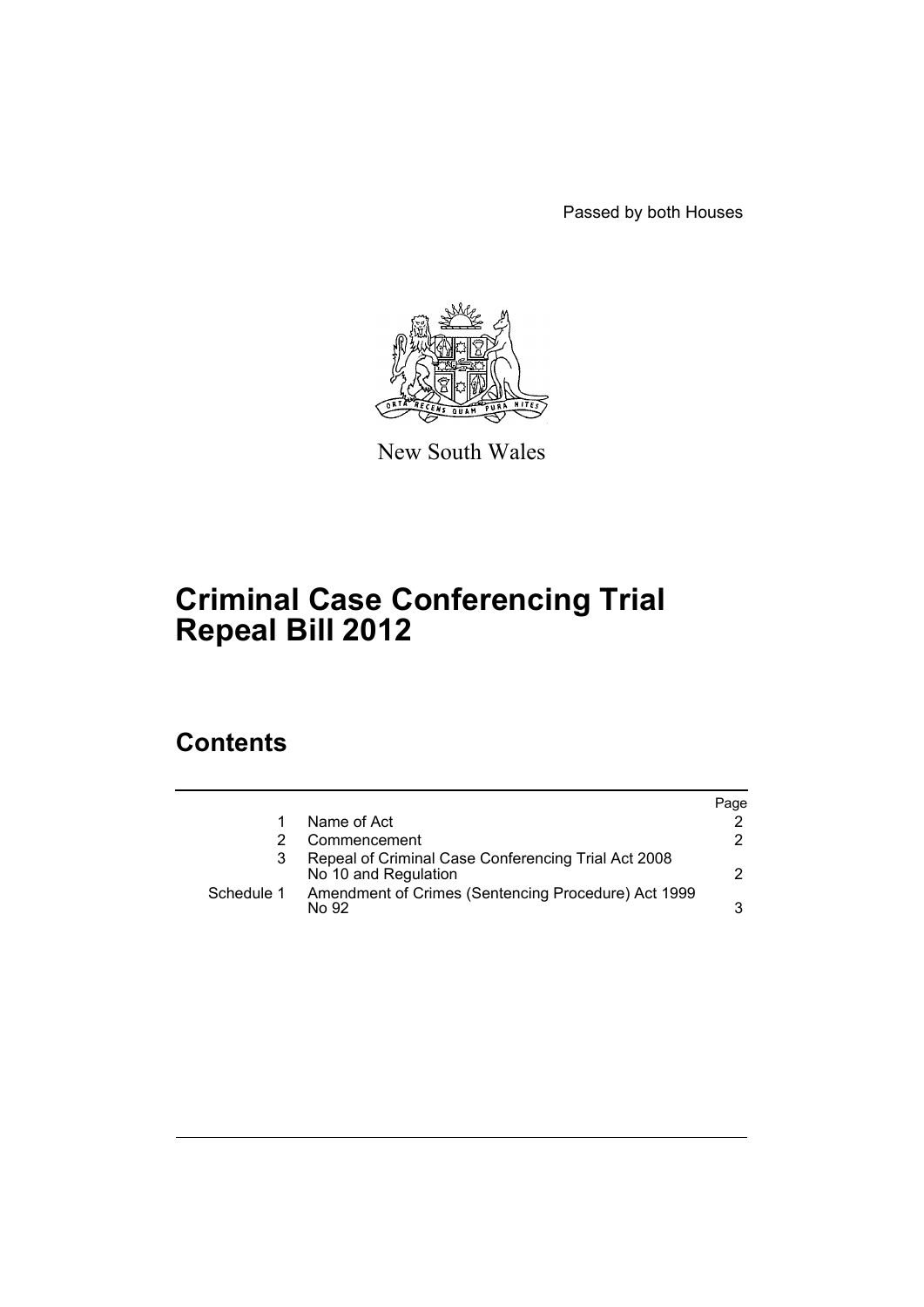Passed by both Houses

New South Wales

# Criminal Case Conferencing Trial Repeal Bill 2012

## Contents

| | | Page |
|---|---|---|
| 1 | Name of Act | 2 |
| 2 | Commencement | 2 |
| 3 | Repeal of Criminal Case Conferencing Trial Act 2008 No 10 and Regulation | 2 |
| Schedule 1 | Amendment of Crimes (Sentencing Procedure) Act 1999 No 92 | 3 |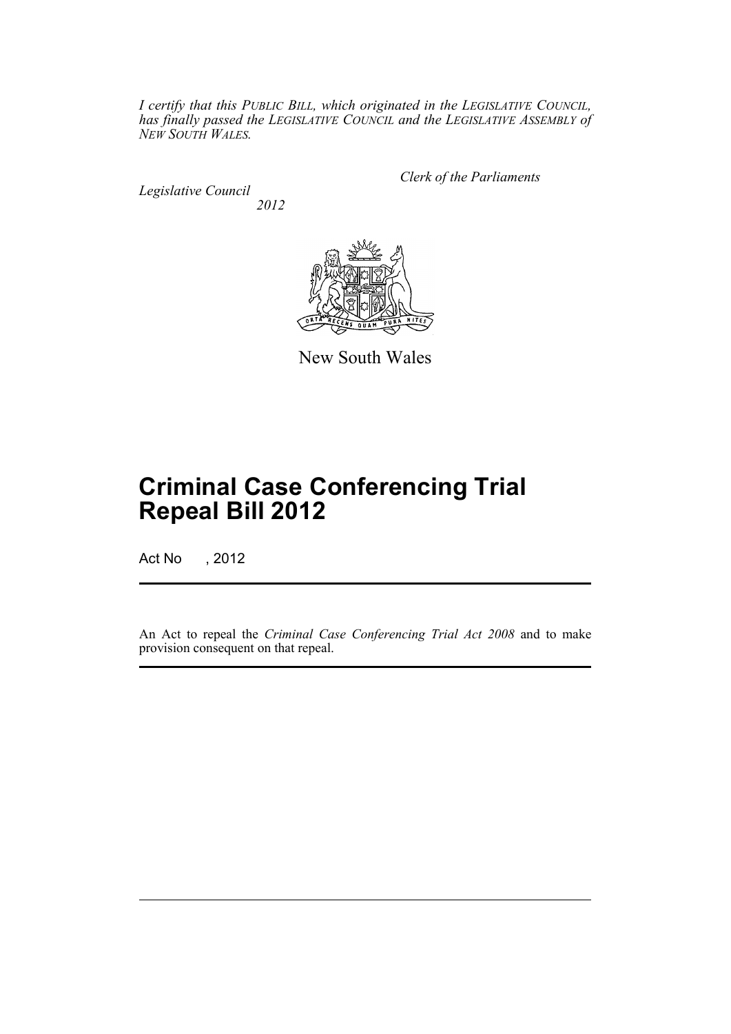*I certify that this PUBLIC BILL, which originated in the LEGISLATIVE COUNCIL, has finally passed the LEGISLATIVE COUNCIL and the LEGISLATIVE ASSEMBLY of NEW SOUTH WALES.*

*Clerk of the Parliaments*

*Legislative Council*

*2012*

New South Wales

# Criminal Case Conferencing Trial Repeal Bill 2012

Act No , 2012

An Act to repeal the *Criminal Case Conferencing Trial Act 2008* and to make provision consequent on that repeal.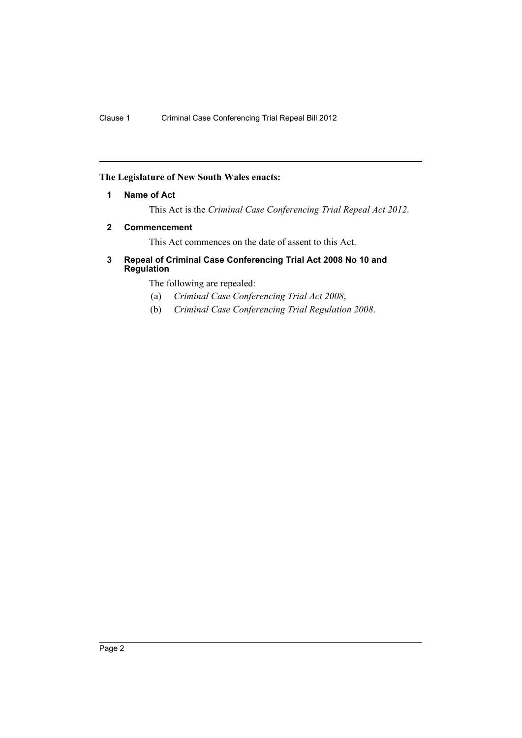**The Legislature of New South Wales enacts:**

## 1 Name of Act

This Act is the *Criminal Case Conferencing Trial Repeal Act 2012*.

## 2 Commencement

This Act commences on the date of assent to this Act.

## 3 Repeal of Criminal Case Conferencing Trial Act 2008 No 10 and Regulation

The following are repealed:

(a) *Criminal Case Conferencing Trial Act 2008*,

(b) *Criminal Case Conferencing Trial Regulation 2008*.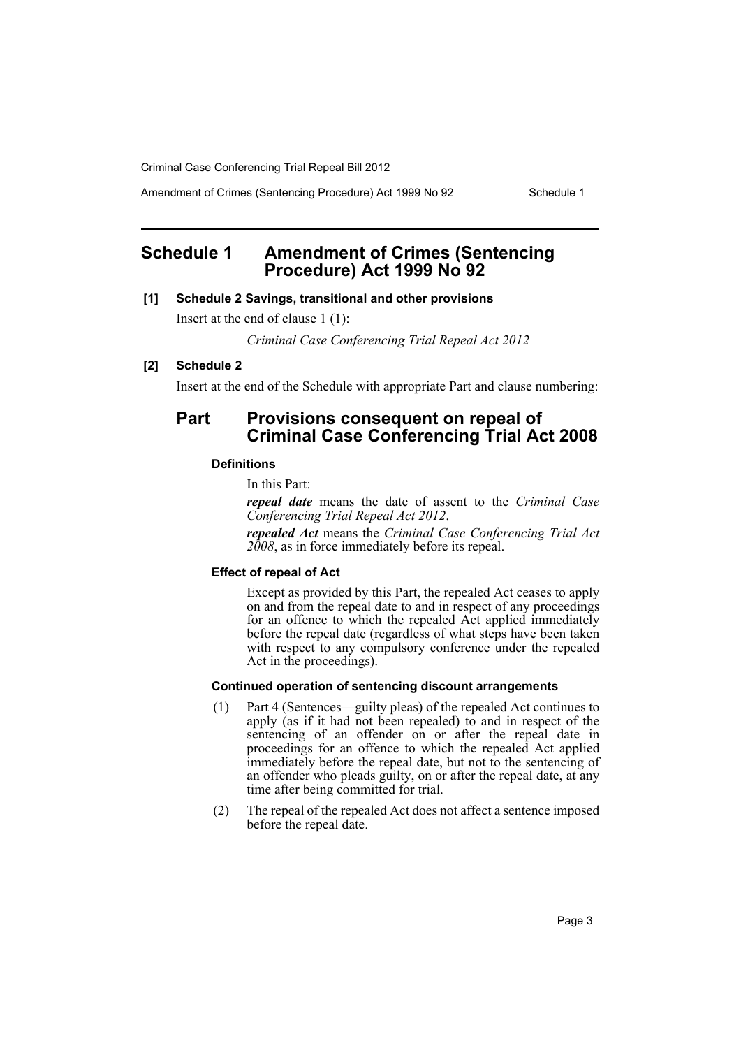## Schedule 1 Amendment of Crimes (Sentencing Procedure) Act 1999 No 92

**[1] Schedule 2 Savings, transitional and other provisions**

Insert at the end of clause 1 (1):

*Criminal Case Conferencing Trial Repeal Act 2012*

**[2] Schedule 2**

Insert at the end of the Schedule with appropriate Part and clause numbering:

## Part Provisions consequent on repeal of Criminal Case Conferencing Trial Act 2008

#### Definitions

In this Part:

***repeal date*** means the date of assent to the *Criminal Case Conferencing Trial Repeal Act 2012*.

***repealed Act*** means the *Criminal Case Conferencing Trial Act 2008*, as in force immediately before its repeal.

#### Effect of repeal of Act

Except as provided by this Part, the repealed Act ceases to apply on and from the repeal date to and in respect of any proceedings for an offence to which the repealed Act applied immediately before the repeal date (regardless of what steps have been taken with respect to any compulsory conference under the repealed Act in the proceedings).

#### Continued operation of sentencing discount arrangements

(1) Part 4 (Sentences—guilty pleas) of the repealed Act continues to apply (as if it had not been repealed) to and in respect of the sentencing of an offender on or after the repeal date in proceedings for an offence to which the repealed Act applied immediately before the repeal date, but not to the sentencing of an offender who pleads guilty, on or after the repeal date, at any time after being committed for trial.

(2) The repeal of the repealed Act does not affect a sentence imposed before the repeal date.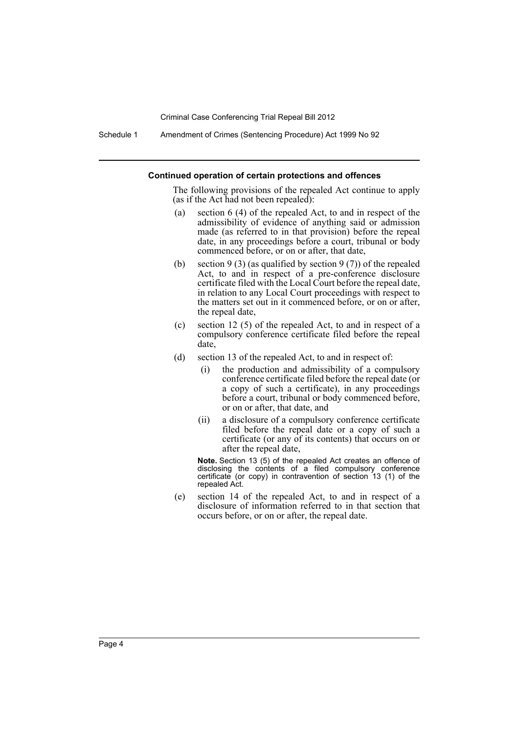**Continued operation of certain protections and offences**

The following provisions of the repealed Act continue to apply (as if the Act had not been repealed):

(a) section 6 (4) of the repealed Act, to and in respect of the admissibility of evidence of anything said or admission made (as referred to in that provision) before the repeal date, in any proceedings before a court, tribunal or body commenced before, or on or after, that date,

(b) section 9 (3) (as qualified by section 9 (7)) of the repealed Act, to and in respect of a pre-conference disclosure certificate filed with the Local Court before the repeal date, in relation to any Local Court proceedings with respect to the matters set out in it commenced before, or on or after, the repeal date,

(c) section 12 (5) of the repealed Act, to and in respect of a compulsory conference certificate filed before the repeal date,

(d) section 13 of the repealed Act, to and in respect of:

(i) the production and admissibility of a compulsory conference certificate filed before the repeal date (or a copy of such a certificate), in any proceedings before a court, tribunal or body commenced before, or on or after, that date, and

(ii) a disclosure of a compulsory conference certificate filed before the repeal date or a copy of such a certificate (or any of its contents) that occurs on or after the repeal date,

**Note.** Section 13 (5) of the repealed Act creates an offence of disclosing the contents of a filed compulsory conference certificate (or copy) in contravention of section 13 (1) of the repealed Act.

(e) section 14 of the repealed Act, to and in respect of a disclosure of information referred to in that section that occurs before, or on or after, the repeal date.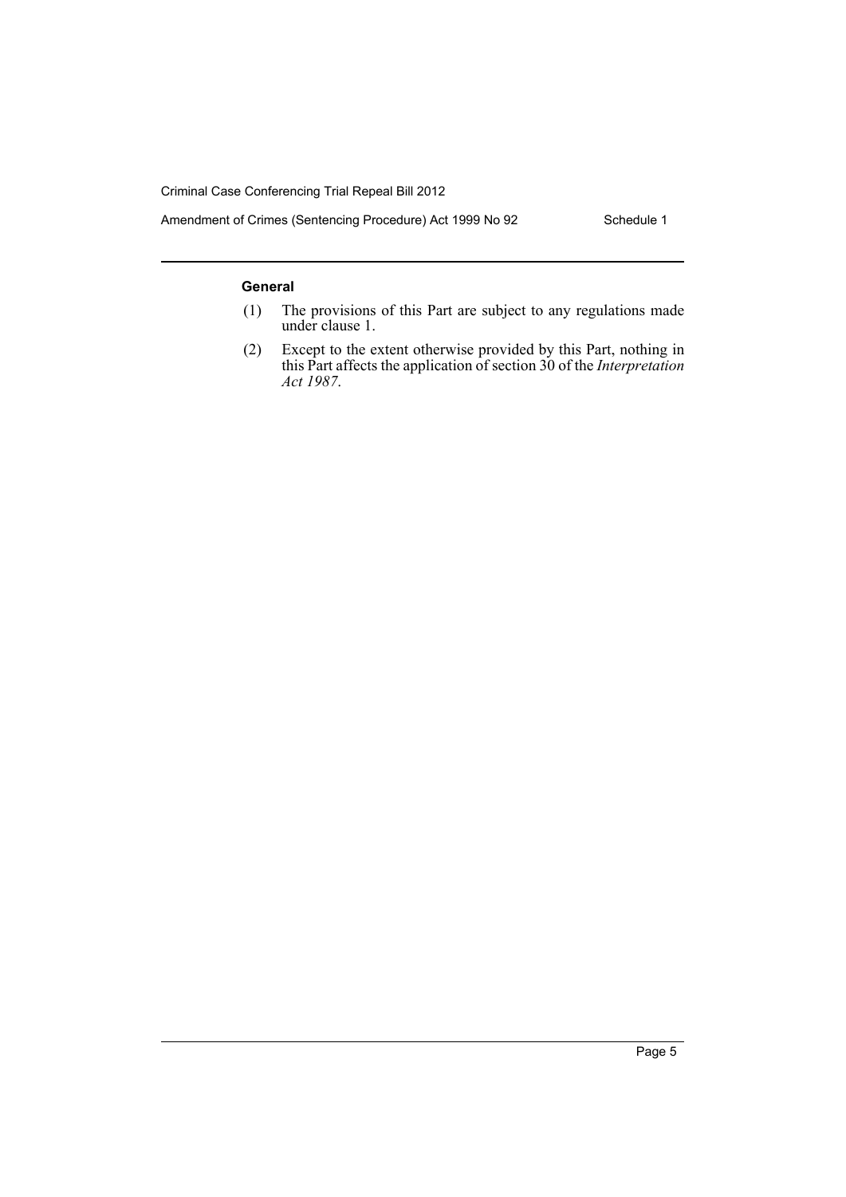**General**

(1) The provisions of this Part are subject to any regulations made under clause 1.

(2) Except to the extent otherwise provided by this Part, nothing in this Part affects the application of section 30 of the *Interpretation Act 1987*.